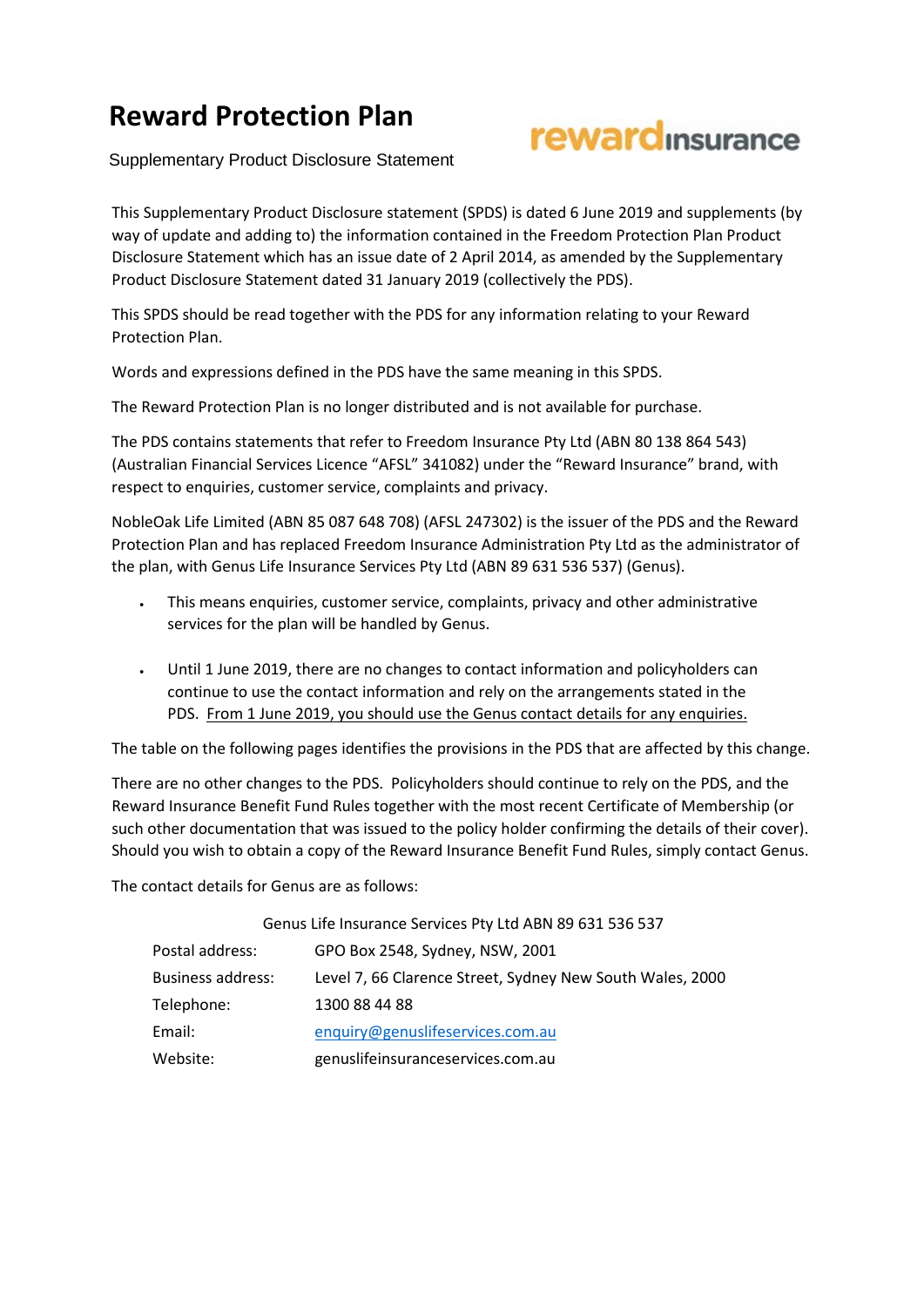# Reward Protection Plan

Supplementary Product Disclosure Statement

rewardinsurance

This Supplementary Product Disclosure statement (SPDS) is dated 6 June 2019 and supplements (by way of update and adding to) the information contained in the Freedom Protection Plan Product Disclosure Statement which has an issue date of 2 April 2014, as amended by the Supplementary Product Disclosure Statement dated 31 January 2019 (collectively the PDS).

This SPDS should be read together with the PDS for any information relating to your Reward Protection Plan.

Words and expressions defined in the PDS have the same meaning in this SPDS.

The Reward Protection Plan is no longer distributed and is not available for purchase.

The PDS contains statements that refer to Freedom Insurance Pty Ltd (ABN 80 138 864 543) (Australian Financial Services Licence "AFSL" 341082) under the "Reward Insurance" brand, with respect to enquiries, customer service, complaints and privacy.

NobleOak Life Limited (ABN 85 087 648 708) (AFSL 247302) is the issuer of the PDS and the Reward Protection Plan and has replaced Freedom Insurance Administration Pty Ltd as the administrator of the plan, with Genus Life Insurance Services Pty Ltd (ABN 89 631 536 537) (Genus).

- This means enquiries, customer service, complaints, privacy and other administrative services for the plan will be handled by Genus.
- Until 1 June 2019, there are no changes to contact information and policyholders can continue to use the contact information and rely on the arrangements stated in the PDS. From 1 June 2019, you should use the Genus contact details for any enquiries.

The table on the following pages identifies the provisions in the PDS that are affected by this change.

There are no other changes to the PDS. Policyholders should continue to rely on the PDS, and the Reward Insurance Benefit Fund Rules together with the most recent Certificate of Membership (or such other documentation that was issued to the policy holder confirming the details of their cover). Should you wish to obtain a copy of the Reward Insurance Benefit Fund Rules, simply contact Genus.

The contact details for Genus are as follows:

Genus Life Insurance Services Pty Ltd ABN 89 631 536 537

| | |
|---|---|
| Postal address: | GPO Box 2548, Sydney, NSW, 2001 |
| Business address: | Level 7, 66 Clarence Street, Sydney New South Wales, 2000 |
| Telephone: | 1300 88 44 88 |
| Email: | enquiry@genuslifeservices.com.au |
| Website: | genuslifeinsuranceservices.com.au |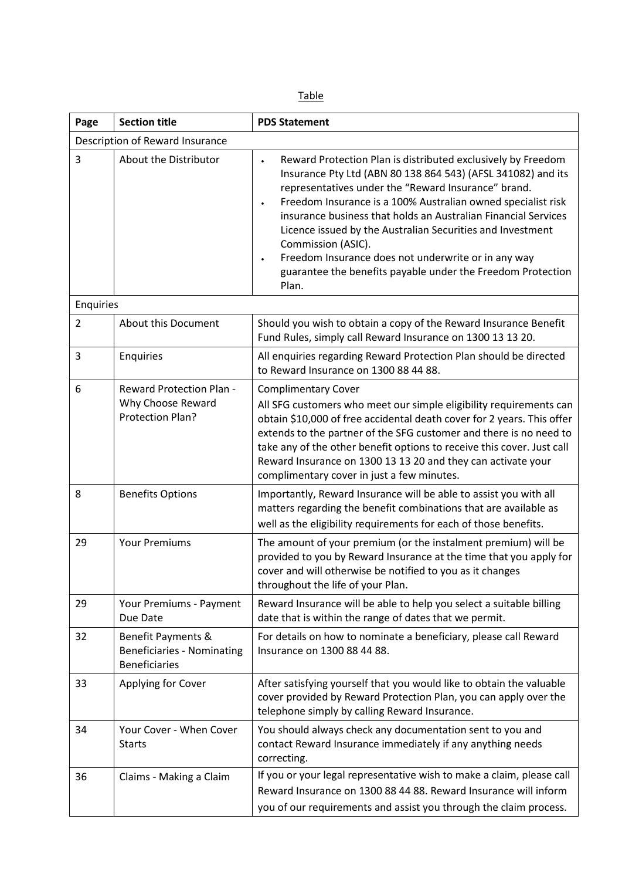Table

| Page | Section title | PDS Statement |
|---|---|---|
| Description of Reward Insurance | | |
| 3 | About the Distributor | • Reward Protection Plan is distributed exclusively by Freedom Insurance Pty Ltd (ABN 80 138 864 543) (AFSL 341082) and its representatives under the "Reward Insurance" brand.<br>• Freedom Insurance is a 100% Australian owned specialist risk insurance business that holds an Australian Financial Services Licence issued by the Australian Securities and Investment Commission (ASIC).<br>• Freedom Insurance does not underwrite or in any way guarantee the benefits payable under the Freedom Protection Plan. |
| Enquiries | | |
| 2 | About this Document | Should you wish to obtain a copy of the Reward Insurance Benefit Fund Rules, simply call Reward Insurance on 1300 13 13 20. |
| 3 | Enquiries | All enquiries regarding Reward Protection Plan should be directed to Reward Insurance on 1300 88 44 88. |
| 6 | Reward Protection Plan - Why Choose Reward Protection Plan? | Complimentary Cover<br>All SFG customers who meet our simple eligibility requirements can obtain $10,000 of free accidental death cover for 2 years. This offer extends to the partner of the SFG customer and there is no need to take any of the other benefit options to receive this cover. Just call Reward Insurance on 1300 13 13 20 and they can activate your complimentary cover in just a few minutes. |
| 8 | Benefits Options | Importantly, Reward Insurance will be able to assist you with all matters regarding the benefit combinations that are available as well as the eligibility requirements for each of those benefits. |
| 29 | Your Premiums | The amount of your premium (or the instalment premium) will be provided to you by Reward Insurance at the time that you apply for cover and will otherwise be notified to you as it changes throughout the life of your Plan. |
| 29 | Your Premiums - Payment Due Date | Reward Insurance will be able to help you select a suitable billing date that is within the range of dates that we permit. |
| 32 | Benefit Payments & Beneficiaries - Nominating Beneficiaries | For details on how to nominate a beneficiary, please call Reward Insurance on 1300 88 44 88. |
| 33 | Applying for Cover | After satisfying yourself that you would like to obtain the valuable cover provided by Reward Protection Plan, you can apply over the telephone simply by calling Reward Insurance. |
| 34 | Your Cover - When Cover Starts | You should always check any documentation sent to you and contact Reward Insurance immediately if any anything needs correcting. |
| 36 | Claims - Making a Claim | If you or your legal representative wish to make a claim, please call Reward Insurance on 1300 88 44 88. Reward Insurance will inform you of our requirements and assist you through the claim process. |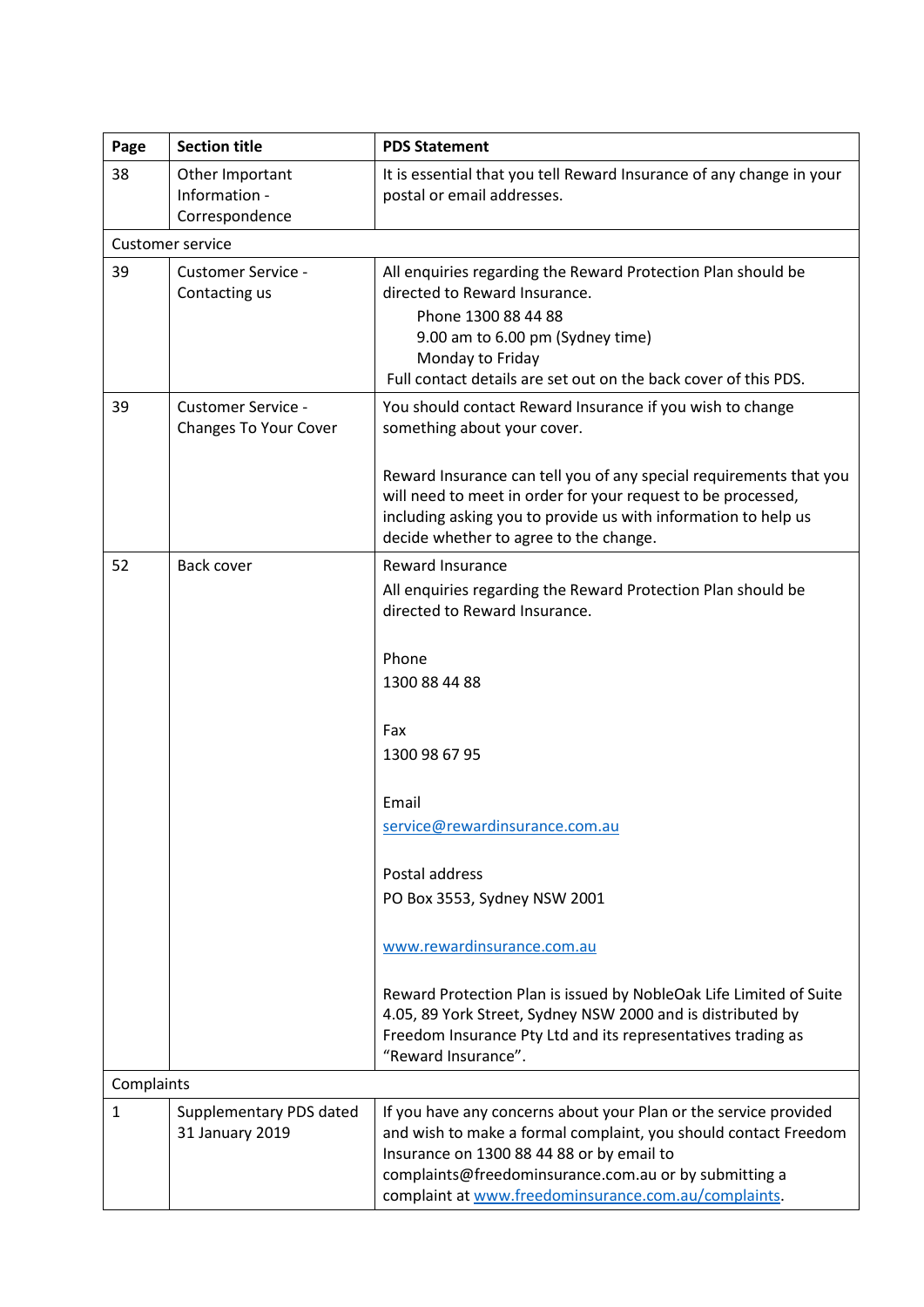| Page | Section title | PDS Statement |
|---|---|---|
| 38 | Other Important Information - Correspondence | It is essential that you tell Reward Insurance of any change in your postal or email addresses. |
| Customer service | | |
| 39 | Customer Service - Contacting us | All enquiries regarding the Reward Protection Plan should be directed to Reward Insurance.<br>Phone 1300 88 44 88<br>9.00 am to 6.00 pm (Sydney time)<br>Monday to Friday<br>Full contact details are set out on the back cover of this PDS. |
| 39 | Customer Service - Changes To Your Cover | You should contact Reward Insurance if you wish to change something about your cover.<br><br>Reward Insurance can tell you of any special requirements that you will need to meet in order for your request to be processed, including asking you to provide us with information to help us decide whether to agree to the change. |
| 52 | Back cover | Reward Insurance<br>All enquiries regarding the Reward Protection Plan should be directed to Reward Insurance.<br><br>Phone<br>1300 88 44 88<br><br>Fax<br>1300 98 67 95<br><br>Email<br>service@rewardinsurance.com.au<br><br>Postal address<br>PO Box 3553, Sydney NSW 2001<br><br>www.rewardinsurance.com.au<br><br>Reward Protection Plan is issued by NobleOak Life Limited of Suite 4.05, 89 York Street, Sydney NSW 2000 and is distributed by Freedom Insurance Pty Ltd and its representatives trading as "Reward Insurance". |
| Complaints | | |
| 1 | Supplementary PDS dated 31 January 2019 | If you have any concerns about your Plan or the service provided and wish to make a formal complaint, you should contact Freedom Insurance on 1300 88 44 88 or by email to complaints@freedominsurance.com.au or by submitting a complaint at www.freedominsurance.com.au/complaints. |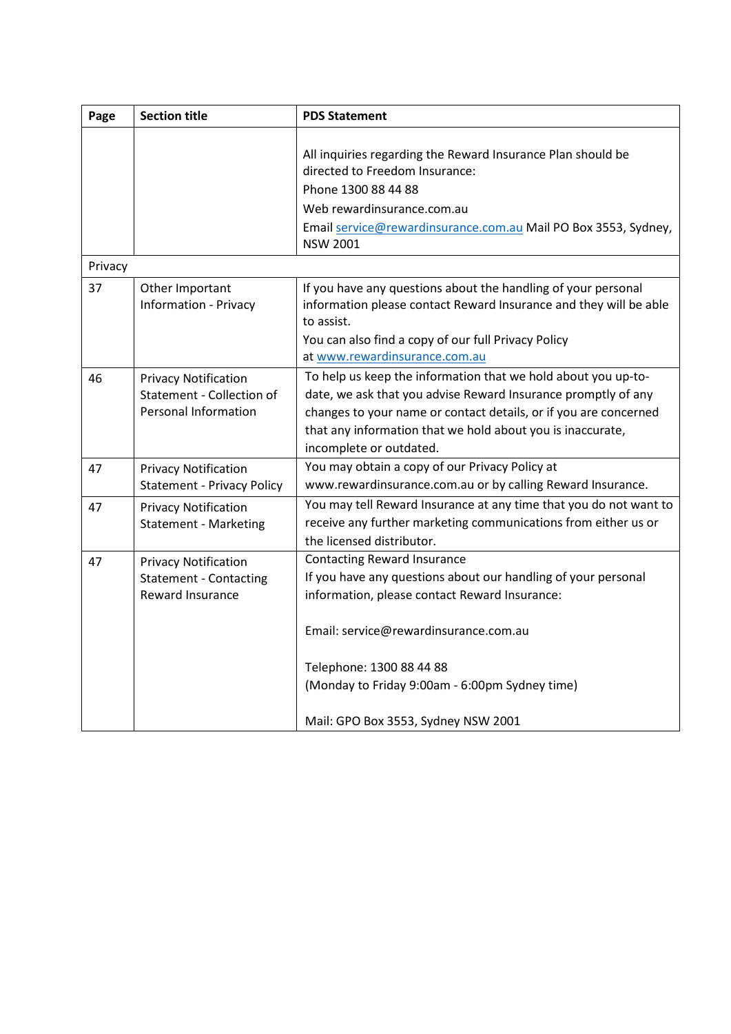| Page | Section title | PDS Statement |
|---|---|---|
| | | All inquiries regarding the Reward Insurance Plan should be directed to Freedom Insurance:<br>Phone 1300 88 44 88<br>Web rewardinsurance.com.au<br>Email service@rewardinsurance.com.au Mail PO Box 3553, Sydney, NSW 2001 |
| Privacy | | |
| 37 | Other Important Information - Privacy | If you have any questions about the handling of your personal information please contact Reward Insurance and they will be able to assist.<br>You can also find a copy of our full Privacy Policy at www.rewardinsurance.com.au |
| 46 | Privacy Notification Statement - Collection of Personal Information | To help us keep the information that we hold about you up-to-date, we ask that you advise Reward Insurance promptly of any changes to your name or contact details, or if you are concerned that any information that we hold about you is inaccurate, incomplete or outdated. |
| 47 | Privacy Notification Statement - Privacy Policy | You may obtain a copy of our Privacy Policy at www.rewardinsurance.com.au or by calling Reward Insurance. |
| 47 | Privacy Notification Statement - Marketing | You may tell Reward Insurance at any time that you do not want to receive any further marketing communications from either us or the licensed distributor. |
| 47 | Privacy Notification Statement - Contacting Reward Insurance | Contacting Reward Insurance<br>If you have any questions about our handling of your personal information, please contact Reward Insurance:<br><br>Email: service@rewardinsurance.com.au<br><br>Telephone: 1300 88 44 88<br>(Monday to Friday 9:00am - 6:00pm Sydney time)<br><br>Mail: GPO Box 3553, Sydney NSW 2001 |